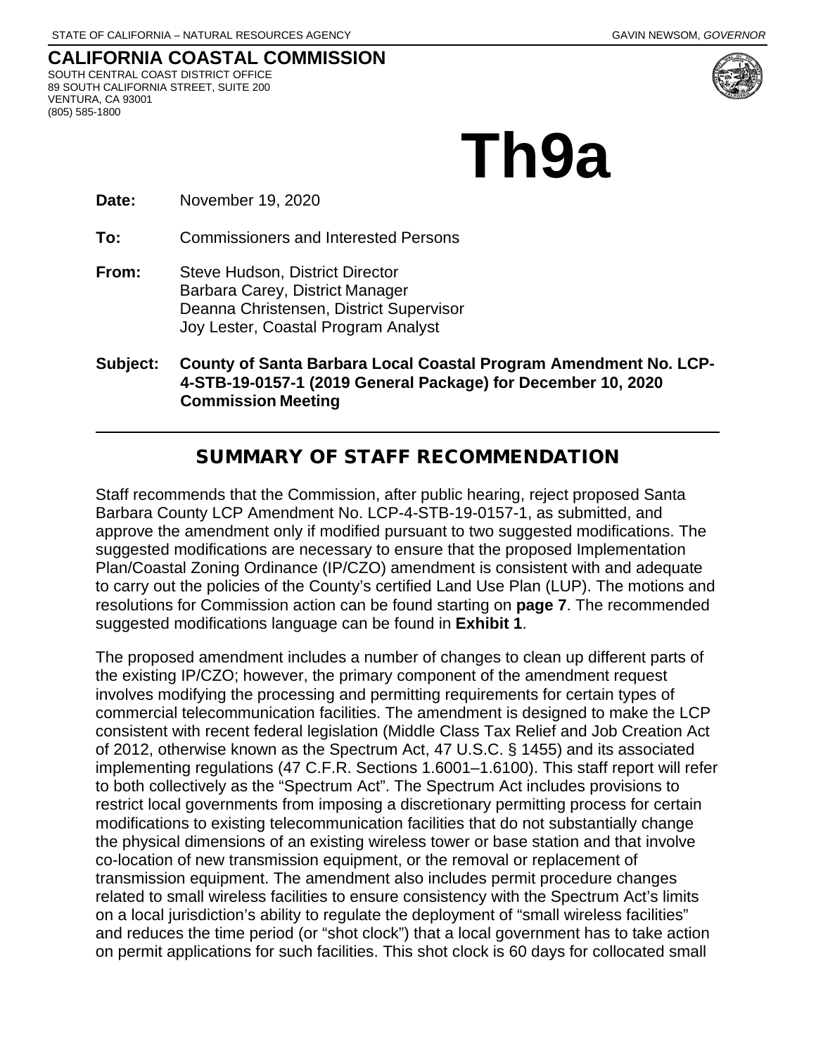STATE OF CALIFORNIA – NATURAL RESOURCES AGENCY GAVIN NEWSOM, *GOVERNOR*

**CALIFORNIA COASTAL COMMISSION**
SOUTH CENTRAL COAST DISTRICT OFFICE
89 SOUTH CALIFORNIA STREET, SUITE 200
VENTURA, CA 93001
(805) 585-1800

# Th9a

**Date:** November 19, 2020

**To:** Commissioners and Interested Persons

**From:** Steve Hudson, District Director
Barbara Carey, District Manager
Deanna Christensen, District Supervisor
Joy Lester, Coastal Program Analyst

**Subject: County of Santa Barbara Local Coastal Program Amendment No. LCP-4-STB-19-0157-1 (2019 General Package) for December 10, 2020 Commission Meeting**

## SUMMARY OF STAFF RECOMMENDATION

Staff recommends that the Commission, after public hearing, reject proposed Santa Barbara County LCP Amendment No. LCP-4-STB-19-0157-1, as submitted, and approve the amendment only if modified pursuant to two suggested modifications. The suggested modifications are necessary to ensure that the proposed Implementation Plan/Coastal Zoning Ordinance (IP/CZO) amendment is consistent with and adequate to carry out the policies of the County's certified Land Use Plan (LUP). The motions and resolutions for Commission action can be found starting on **page 7**. The recommended suggested modifications language can be found in **Exhibit 1**.

The proposed amendment includes a number of changes to clean up different parts of the existing IP/CZO; however, the primary component of the amendment request involves modifying the processing and permitting requirements for certain types of commercial telecommunication facilities. The amendment is designed to make the LCP consistent with recent federal legislation (Middle Class Tax Relief and Job Creation Act of 2012, otherwise known as the Spectrum Act, 47 U.S.C. § 1455) and its associated implementing regulations (47 C.F.R. Sections 1.6001–1.6100). This staff report will refer to both collectively as the "Spectrum Act". The Spectrum Act includes provisions to restrict local governments from imposing a discretionary permitting process for certain modifications to existing telecommunication facilities that do not substantially change the physical dimensions of an existing wireless tower or base station and that involve co-location of new transmission equipment, or the removal or replacement of transmission equipment. The amendment also includes permit procedure changes related to small wireless facilities to ensure consistency with the Spectrum Act's limits on a local jurisdiction's ability to regulate the deployment of "small wireless facilities" and reduces the time period (or "shot clock") that a local government has to take action on permit applications for such facilities. This shot clock is 60 days for collocated small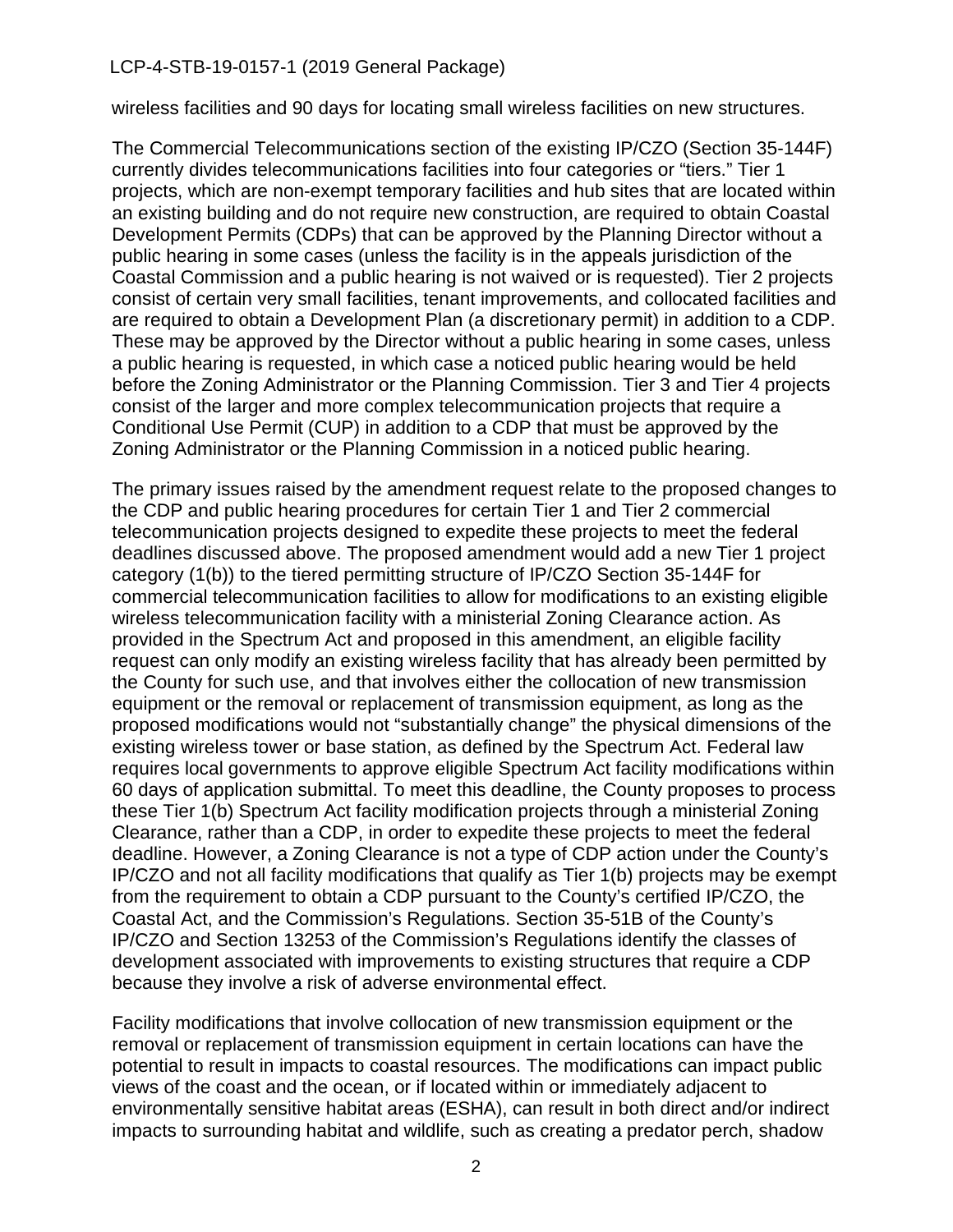wireless facilities and 90 days for locating small wireless facilities on new structures.

The Commercial Telecommunications section of the existing IP/CZO (Section 35-144F) currently divides telecommunications facilities into four categories or "tiers." Tier 1 projects, which are non-exempt temporary facilities and hub sites that are located within an existing building and do not require new construction, are required to obtain Coastal Development Permits (CDPs) that can be approved by the Planning Director without a public hearing in some cases (unless the facility is in the appeals jurisdiction of the Coastal Commission and a public hearing is not waived or is requested). Tier 2 projects consist of certain very small facilities, tenant improvements, and collocated facilities and are required to obtain a Development Plan (a discretionary permit) in addition to a CDP. These may be approved by the Director without a public hearing in some cases, unless a public hearing is requested, in which case a noticed public hearing would be held before the Zoning Administrator or the Planning Commission. Tier 3 and Tier 4 projects consist of the larger and more complex telecommunication projects that require a Conditional Use Permit (CUP) in addition to a CDP that must be approved by the Zoning Administrator or the Planning Commission in a noticed public hearing.

The primary issues raised by the amendment request relate to the proposed changes to the CDP and public hearing procedures for certain Tier 1 and Tier 2 commercial telecommunication projects designed to expedite these projects to meet the federal deadlines discussed above. The proposed amendment would add a new Tier 1 project category (1(b)) to the tiered permitting structure of IP/CZO Section 35-144F for commercial telecommunication facilities to allow for modifications to an existing eligible wireless telecommunication facility with a ministerial Zoning Clearance action. As provided in the Spectrum Act and proposed in this amendment, an eligible facility request can only modify an existing wireless facility that has already been permitted by the County for such use, and that involves either the collocation of new transmission equipment or the removal or replacement of transmission equipment, as long as the proposed modifications would not "substantially change" the physical dimensions of the existing wireless tower or base station, as defined by the Spectrum Act. Federal law requires local governments to approve eligible Spectrum Act facility modifications within 60 days of application submittal. To meet this deadline, the County proposes to process these Tier 1(b) Spectrum Act facility modification projects through a ministerial Zoning Clearance, rather than a CDP, in order to expedite these projects to meet the federal deadline. However, a Zoning Clearance is not a type of CDP action under the County's IP/CZO and not all facility modifications that qualify as Tier 1(b) projects may be exempt from the requirement to obtain a CDP pursuant to the County's certified IP/CZO, the Coastal Act, and the Commission's Regulations. Section 35-51B of the County's IP/CZO and Section 13253 of the Commission's Regulations identify the classes of development associated with improvements to existing structures that require a CDP because they involve a risk of adverse environmental effect.

Facility modifications that involve collocation of new transmission equipment or the removal or replacement of transmission equipment in certain locations can have the potential to result in impacts to coastal resources. The modifications can impact public views of the coast and the ocean, or if located within or immediately adjacent to environmentally sensitive habitat areas (ESHA), can result in both direct and/or indirect impacts to surrounding habitat and wildlife, such as creating a predator perch, shadow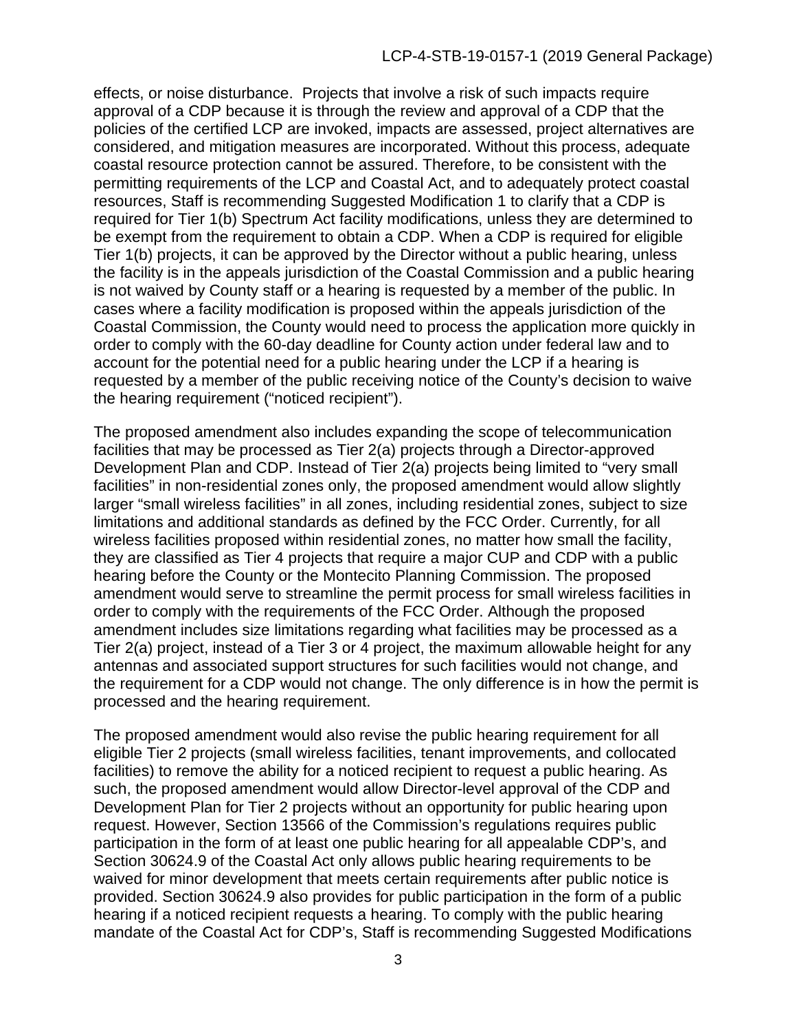effects, or noise disturbance. Projects that involve a risk of such impacts require approval of a CDP because it is through the review and approval of a CDP that the policies of the certified LCP are invoked, impacts are assessed, project alternatives are considered, and mitigation measures are incorporated. Without this process, adequate coastal resource protection cannot be assured. Therefore, to be consistent with the permitting requirements of the LCP and Coastal Act, and to adequately protect coastal resources, Staff is recommending Suggested Modification 1 to clarify that a CDP is required for Tier 1(b) Spectrum Act facility modifications, unless they are determined to be exempt from the requirement to obtain a CDP. When a CDP is required for eligible Tier 1(b) projects, it can be approved by the Director without a public hearing, unless the facility is in the appeals jurisdiction of the Coastal Commission and a public hearing is not waived by County staff or a hearing is requested by a member of the public. In cases where a facility modification is proposed within the appeals jurisdiction of the Coastal Commission, the County would need to process the application more quickly in order to comply with the 60-day deadline for County action under federal law and to account for the potential need for a public hearing under the LCP if a hearing is requested by a member of the public receiving notice of the County's decision to waive the hearing requirement ("noticed recipient").

The proposed amendment also includes expanding the scope of telecommunication facilities that may be processed as Tier 2(a) projects through a Director-approved Development Plan and CDP. Instead of Tier 2(a) projects being limited to "very small facilities" in non-residential zones only, the proposed amendment would allow slightly larger "small wireless facilities" in all zones, including residential zones, subject to size limitations and additional standards as defined by the FCC Order. Currently, for all wireless facilities proposed within residential zones, no matter how small the facility, they are classified as Tier 4 projects that require a major CUP and CDP with a public hearing before the County or the Montecito Planning Commission. The proposed amendment would serve to streamline the permit process for small wireless facilities in order to comply with the requirements of the FCC Order. Although the proposed amendment includes size limitations regarding what facilities may be processed as a Tier 2(a) project, instead of a Tier 3 or 4 project, the maximum allowable height for any antennas and associated support structures for such facilities would not change, and the requirement for a CDP would not change. The only difference is in how the permit is processed and the hearing requirement.

The proposed amendment would also revise the public hearing requirement for all eligible Tier 2 projects (small wireless facilities, tenant improvements, and collocated facilities) to remove the ability for a noticed recipient to request a public hearing. As such, the proposed amendment would allow Director-level approval of the CDP and Development Plan for Tier 2 projects without an opportunity for public hearing upon request. However, Section 13566 of the Commission's regulations requires public participation in the form of at least one public hearing for all appealable CDP's, and Section 30624.9 of the Coastal Act only allows public hearing requirements to be waived for minor development that meets certain requirements after public notice is provided. Section 30624.9 also provides for public participation in the form of a public hearing if a noticed recipient requests a hearing. To comply with the public hearing mandate of the Coastal Act for CDP's, Staff is recommending Suggested Modifications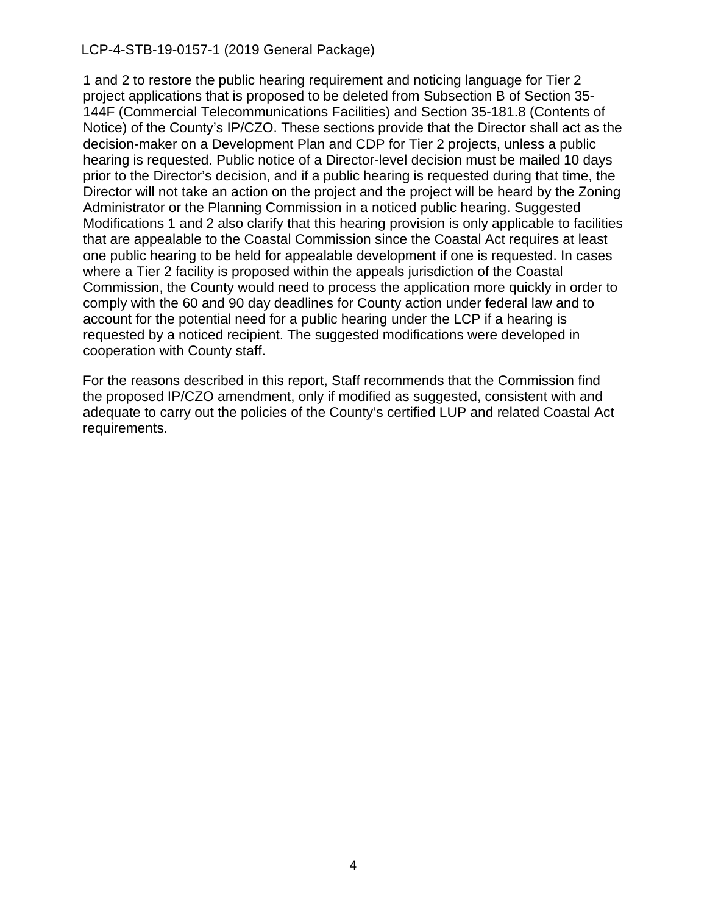1 and 2 to restore the public hearing requirement and noticing language for Tier 2 project applications that is proposed to be deleted from Subsection B of Section 35-144F (Commercial Telecommunications Facilities) and Section 35-181.8 (Contents of Notice) of the County's IP/CZO. These sections provide that the Director shall act as the decision-maker on a Development Plan and CDP for Tier 2 projects, unless a public hearing is requested. Public notice of a Director-level decision must be mailed 10 days prior to the Director's decision, and if a public hearing is requested during that time, the Director will not take an action on the project and the project will be heard by the Zoning Administrator or the Planning Commission in a noticed public hearing. Suggested Modifications 1 and 2 also clarify that this hearing provision is only applicable to facilities that are appealable to the Coastal Commission since the Coastal Act requires at least one public hearing to be held for appealable development if one is requested. In cases where a Tier 2 facility is proposed within the appeals jurisdiction of the Coastal Commission, the County would need to process the application more quickly in order to comply with the 60 and 90 day deadlines for County action under federal law and to account for the potential need for a public hearing under the LCP if a hearing is requested by a noticed recipient. The suggested modifications were developed in cooperation with County staff.

For the reasons described in this report, Staff recommends that the Commission find the proposed IP/CZO amendment, only if modified as suggested, consistent with and adequate to carry out the policies of the County's certified LUP and related Coastal Act requirements.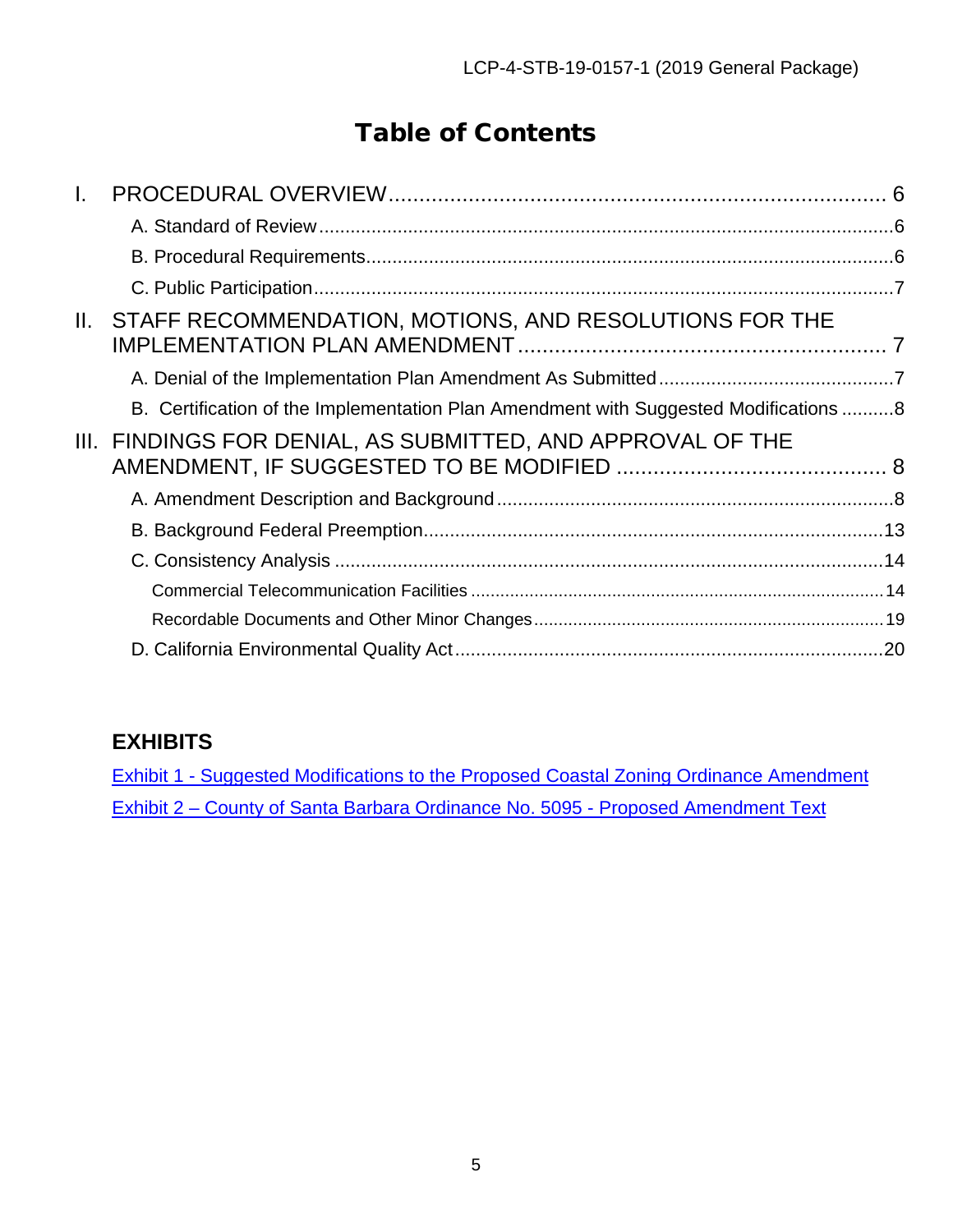# Table of Contents

- I. PROCEDURAL OVERVIEW ........ 6
  - A. Standard of Review ........ 6
  - B. Procedural Requirements ........ 6
  - C. Public Participation ........ 7
- II. STAFF RECOMMENDATION, MOTIONS, AND RESOLUTIONS FOR THE IMPLEMENTATION PLAN AMENDMENT ........ 7
  - A. Denial of the Implementation Plan Amendment As Submitted ........ 7
  - B. Certification of the Implementation Plan Amendment with Suggested Modifications ........ 8
- III. FINDINGS FOR DENIAL, AS SUBMITTED, AND APPROVAL OF THE AMENDMENT, IF SUGGESTED TO BE MODIFIED ........ 8
  - A. Amendment Description and Background ........ 8
  - B. Background Federal Preemption ........ 13
  - C. Consistency Analysis ........ 14
    - Commercial Telecommunication Facilities ........ 14
    - Recordable Documents and Other Minor Changes ........ 19
  - D. California Environmental Quality Act ........ 20

## EXHIBITS

Exhibit 1 - Suggested Modifications to the Proposed Coastal Zoning Ordinance Amendment

Exhibit 2 – County of Santa Barbara Ordinance No. 5095 - Proposed Amendment Text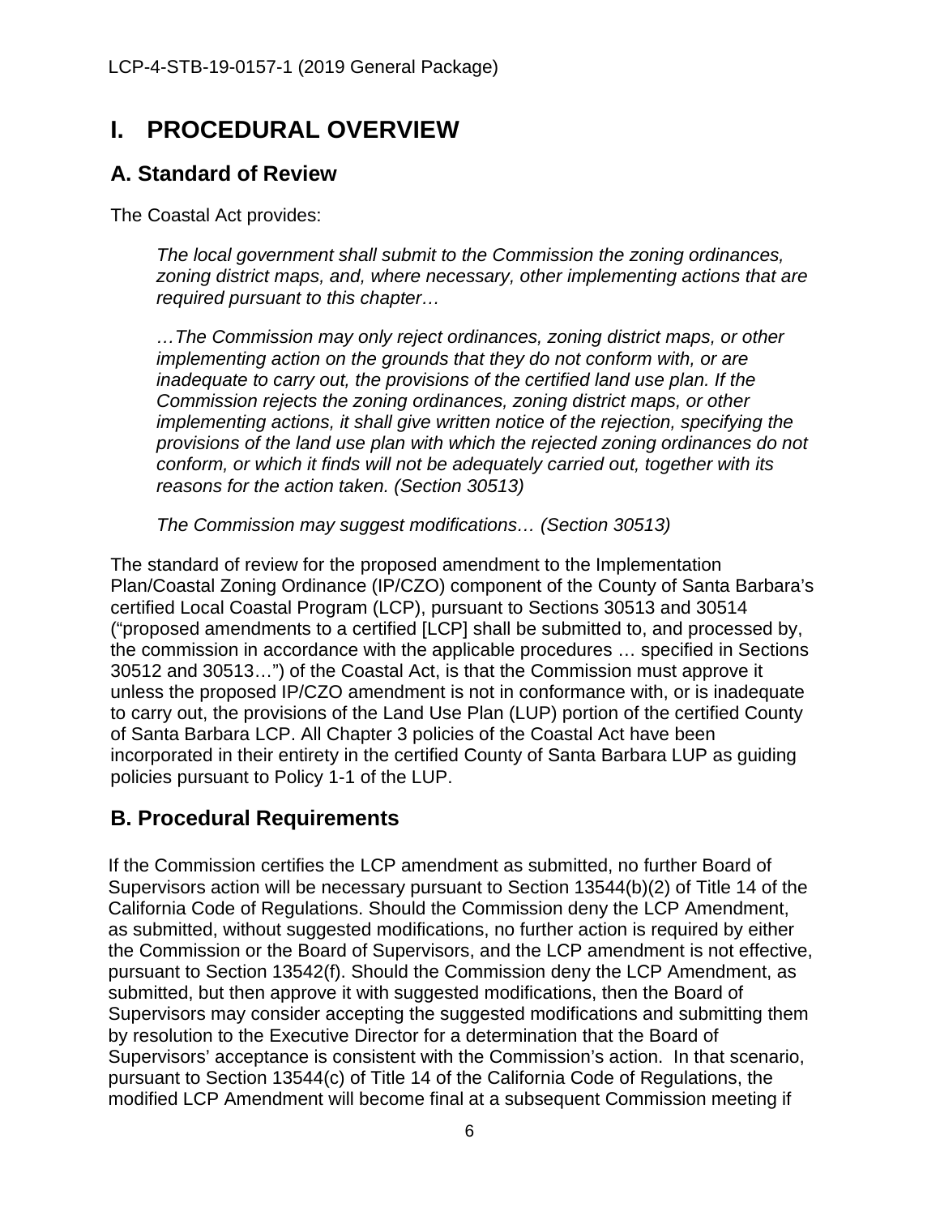# I. PROCEDURAL OVERVIEW

## A. Standard of Review

The Coastal Act provides:

> *The local government shall submit to the Commission the zoning ordinances, zoning district maps, and, where necessary, other implementing actions that are required pursuant to this chapter…*
>
> *…The Commission may only reject ordinances, zoning district maps, or other implementing action on the grounds that they do not conform with, or are inadequate to carry out, the provisions of the certified land use plan. If the Commission rejects the zoning ordinances, zoning district maps, or other implementing actions, it shall give written notice of the rejection, specifying the provisions of the land use plan with which the rejected zoning ordinances do not conform, or which it finds will not be adequately carried out, together with its reasons for the action taken. (Section 30513)*
>
> *The Commission may suggest modifications… (Section 30513)*

The standard of review for the proposed amendment to the Implementation Plan/Coastal Zoning Ordinance (IP/CZO) component of the County of Santa Barbara's certified Local Coastal Program (LCP), pursuant to Sections 30513 and 30514 ("proposed amendments to a certified [LCP] shall be submitted to, and processed by, the commission in accordance with the applicable procedures … specified in Sections 30512 and 30513…") of the Coastal Act, is that the Commission must approve it unless the proposed IP/CZO amendment is not in conformance with, or is inadequate to carry out, the provisions of the Land Use Plan (LUP) portion of the certified County of Santa Barbara LCP. All Chapter 3 policies of the Coastal Act have been incorporated in their entirety in the certified County of Santa Barbara LUP as guiding policies pursuant to Policy 1-1 of the LUP.

## B. Procedural Requirements

If the Commission certifies the LCP amendment as submitted, no further Board of Supervisors action will be necessary pursuant to Section 13544(b)(2) of Title 14 of the California Code of Regulations. Should the Commission deny the LCP Amendment, as submitted, without suggested modifications, no further action is required by either the Commission or the Board of Supervisors, and the LCP amendment is not effective, pursuant to Section 13542(f). Should the Commission deny the LCP Amendment, as submitted, but then approve it with suggested modifications, then the Board of Supervisors may consider accepting the suggested modifications and submitting them by resolution to the Executive Director for a determination that the Board of Supervisors' acceptance is consistent with the Commission's action. In that scenario, pursuant to Section 13544(c) of Title 14 of the California Code of Regulations, the modified LCP Amendment will become final at a subsequent Commission meeting if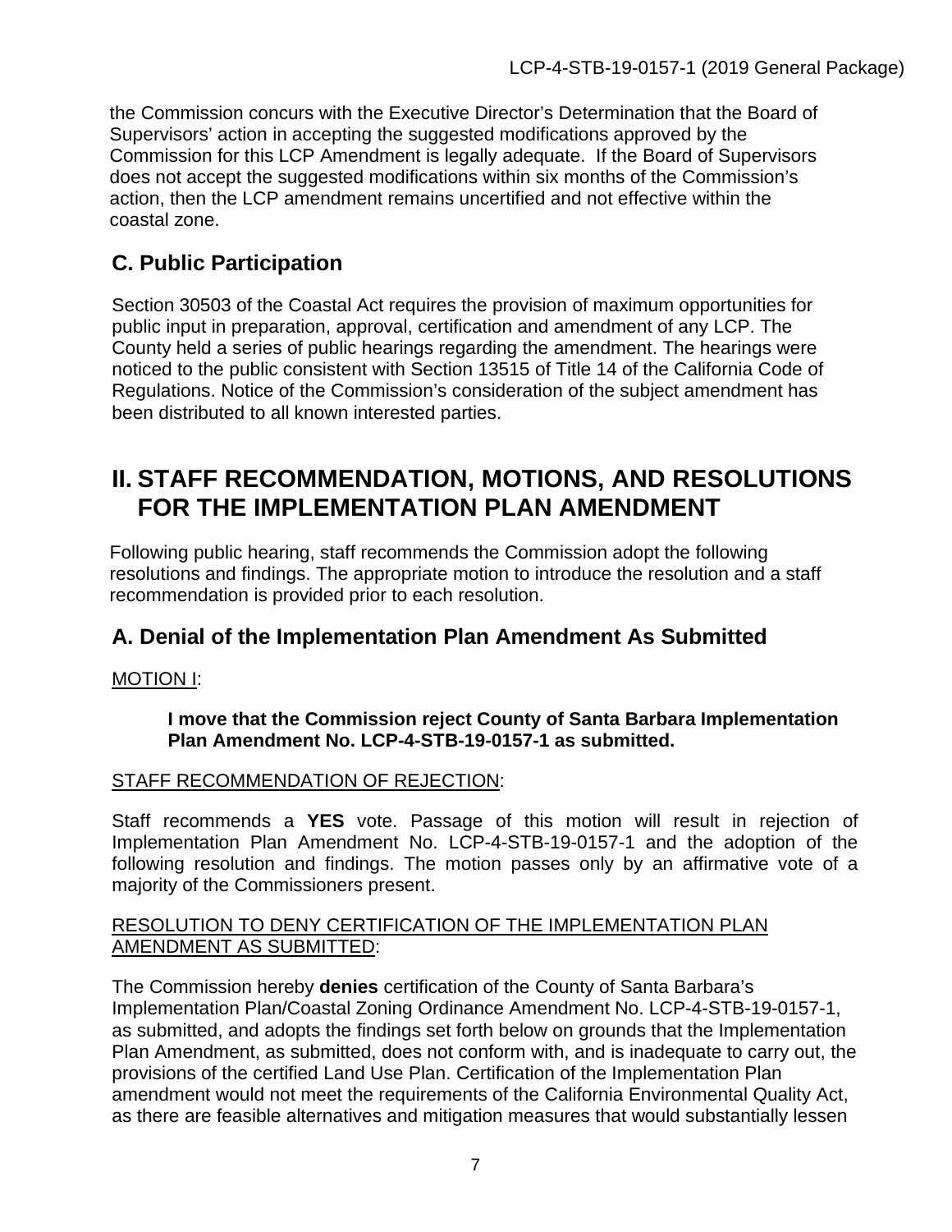the Commission concurs with the Executive Director's Determination that the Board of Supervisors' action in accepting the suggested modifications approved by the Commission for this LCP Amendment is legally adequate. If the Board of Supervisors does not accept the suggested modifications within six months of the Commission's action, then the LCP amendment remains uncertified and not effective within the coastal zone.

## C. Public Participation

Section 30503 of the Coastal Act requires the provision of maximum opportunities for public input in preparation, approval, certification and amendment of any LCP. The County held a series of public hearings regarding the amendment. The hearings were noticed to the public consistent with Section 13515 of Title 14 of the California Code of Regulations. Notice of the Commission's consideration of the subject amendment has been distributed to all known interested parties.

# II. STAFF RECOMMENDATION, MOTIONS, AND RESOLUTIONS FOR THE IMPLEMENTATION PLAN AMENDMENT

Following public hearing, staff recommends the Commission adopt the following resolutions and findings. The appropriate motion to introduce the resolution and a staff recommendation is provided prior to each resolution.

## A. Denial of the Implementation Plan Amendment As Submitted

MOTION I:

> **I move that the Commission reject County of Santa Barbara Implementation Plan Amendment No. LCP-4-STB-19-0157-1 as submitted.**

STAFF RECOMMENDATION OF REJECTION:

Staff recommends a **YES** vote. Passage of this motion will result in rejection of Implementation Plan Amendment No. LCP-4-STB-19-0157-1 and the adoption of the following resolution and findings. The motion passes only by an affirmative vote of a majority of the Commissioners present.

RESOLUTION TO DENY CERTIFICATION OF THE IMPLEMENTATION PLAN AMENDMENT AS SUBMITTED:

The Commission hereby **denies** certification of the County of Santa Barbara's Implementation Plan/Coastal Zoning Ordinance Amendment No. LCP-4-STB-19-0157-1, as submitted, and adopts the findings set forth below on grounds that the Implementation Plan Amendment, as submitted, does not conform with, and is inadequate to carry out, the provisions of the certified Land Use Plan. Certification of the Implementation Plan amendment would not meet the requirements of the California Environmental Quality Act, as there are feasible alternatives and mitigation measures that would substantially lessen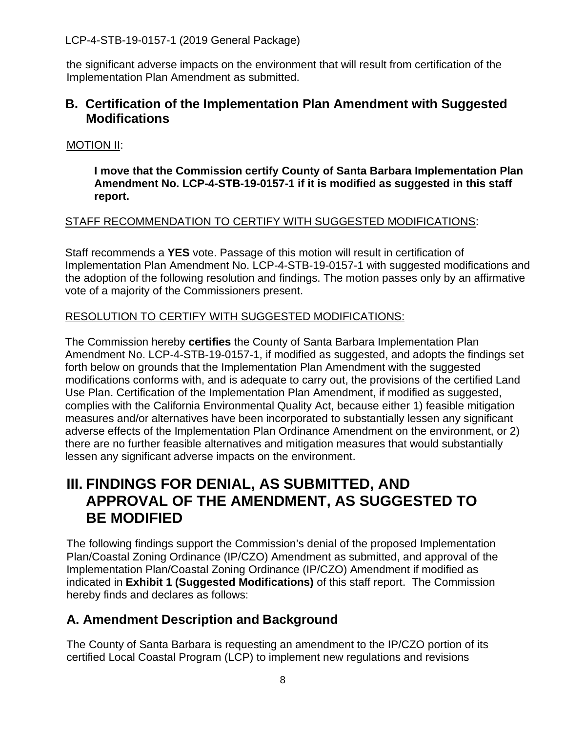the significant adverse impacts on the environment that will result from certification of the Implementation Plan Amendment as submitted.

## B. Certification of the Implementation Plan Amendment with Suggested Modifications

MOTION II:

> **I move that the Commission certify County of Santa Barbara Implementation Plan Amendment No. LCP-4-STB-19-0157-1 if it is modified as suggested in this staff report.**

STAFF RECOMMENDATION TO CERTIFY WITH SUGGESTED MODIFICATIONS:

Staff recommends a **YES** vote. Passage of this motion will result in certification of Implementation Plan Amendment No. LCP-4-STB-19-0157-1 with suggested modifications and the adoption of the following resolution and findings. The motion passes only by an affirmative vote of a majority of the Commissioners present.

RESOLUTION TO CERTIFY WITH SUGGESTED MODIFICATIONS:

The Commission hereby **certifies** the County of Santa Barbara Implementation Plan Amendment No. LCP-4-STB-19-0157-1, if modified as suggested, and adopts the findings set forth below on grounds that the Implementation Plan Amendment with the suggested modifications conforms with, and is adequate to carry out, the provisions of the certified Land Use Plan. Certification of the Implementation Plan Amendment, if modified as suggested, complies with the California Environmental Quality Act, because either 1) feasible mitigation measures and/or alternatives have been incorporated to substantially lessen any significant adverse effects of the Implementation Plan Ordinance Amendment on the environment, or 2) there are no further feasible alternatives and mitigation measures that would substantially lessen any significant adverse impacts on the environment.

# III. FINDINGS FOR DENIAL, AS SUBMITTED, AND APPROVAL OF THE AMENDMENT, AS SUGGESTED TO BE MODIFIED

The following findings support the Commission's denial of the proposed Implementation Plan/Coastal Zoning Ordinance (IP/CZO) Amendment as submitted, and approval of the Implementation Plan/Coastal Zoning Ordinance (IP/CZO) Amendment if modified as indicated in **Exhibit 1 (Suggested Modifications)** of this staff report. The Commission hereby finds and declares as follows:

## A. Amendment Description and Background

The County of Santa Barbara is requesting an amendment to the IP/CZO portion of its certified Local Coastal Program (LCP) to implement new regulations and revisions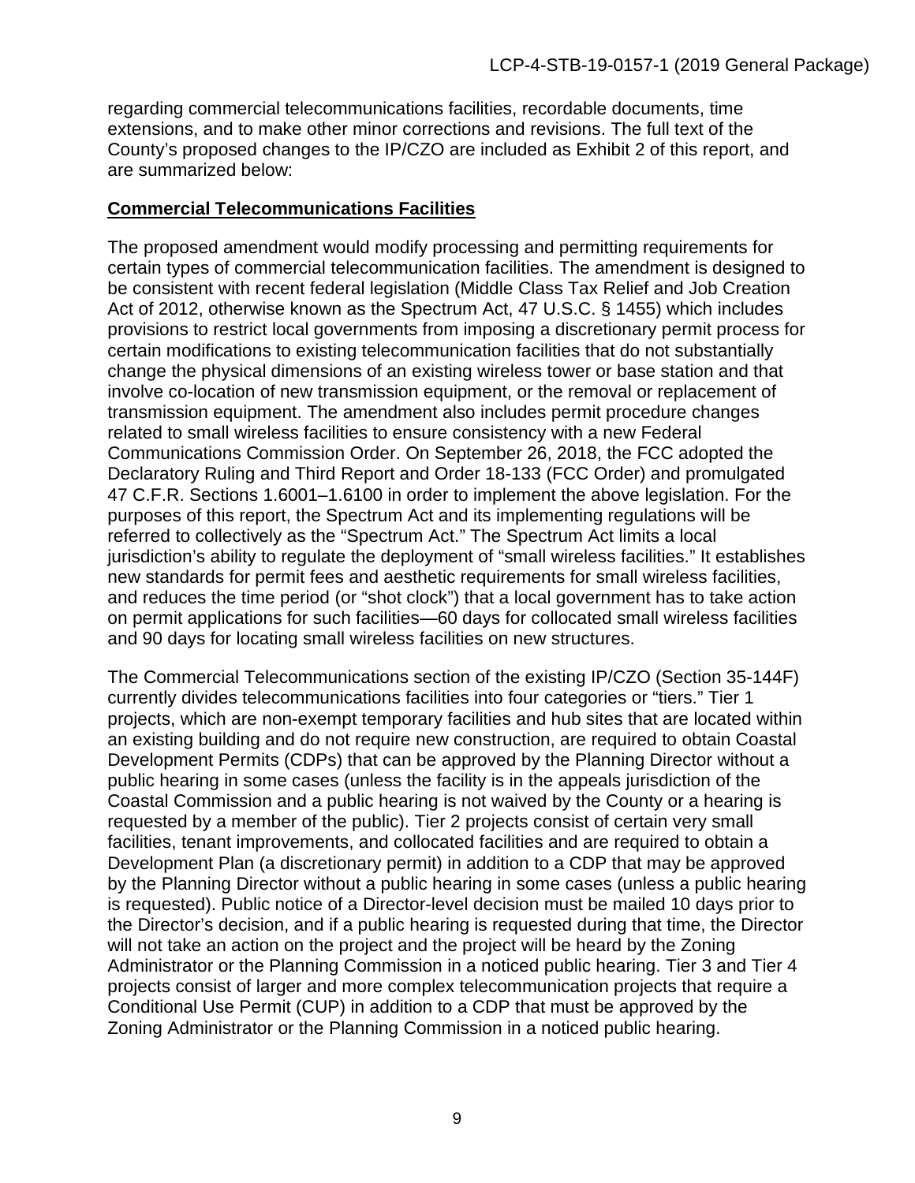regarding commercial telecommunications facilities, recordable documents, time extensions, and to make other minor corrections and revisions. The full text of the County's proposed changes to the IP/CZO are included as Exhibit 2 of this report, and are summarized below:

**Commercial Telecommunications Facilities**

The proposed amendment would modify processing and permitting requirements for certain types of commercial telecommunication facilities. The amendment is designed to be consistent with recent federal legislation (Middle Class Tax Relief and Job Creation Act of 2012, otherwise known as the Spectrum Act, 47 U.S.C. § 1455) which includes provisions to restrict local governments from imposing a discretionary permit process for certain modifications to existing telecommunication facilities that do not substantially change the physical dimensions of an existing wireless tower or base station and that involve co-location of new transmission equipment, or the removal or replacement of transmission equipment. The amendment also includes permit procedure changes related to small wireless facilities to ensure consistency with a new Federal Communications Commission Order. On September 26, 2018, the FCC adopted the Declaratory Ruling and Third Report and Order 18-133 (FCC Order) and promulgated 47 C.F.R. Sections 1.6001–1.6100 in order to implement the above legislation. For the purposes of this report, the Spectrum Act and its implementing regulations will be referred to collectively as the "Spectrum Act." The Spectrum Act limits a local jurisdiction's ability to regulate the deployment of "small wireless facilities." It establishes new standards for permit fees and aesthetic requirements for small wireless facilities, and reduces the time period (or "shot clock") that a local government has to take action on permit applications for such facilities—60 days for collocated small wireless facilities and 90 days for locating small wireless facilities on new structures.

The Commercial Telecommunications section of the existing IP/CZO (Section 35-144F) currently divides telecommunications facilities into four categories or "tiers." Tier 1 projects, which are non-exempt temporary facilities and hub sites that are located within an existing building and do not require new construction, are required to obtain Coastal Development Permits (CDPs) that can be approved by the Planning Director without a public hearing in some cases (unless the facility is in the appeals jurisdiction of the Coastal Commission and a public hearing is not waived by the County or a hearing is requested by a member of the public). Tier 2 projects consist of certain very small facilities, tenant improvements, and collocated facilities and are required to obtain a Development Plan (a discretionary permit) in addition to a CDP that may be approved by the Planning Director without a public hearing in some cases (unless a public hearing is requested). Public notice of a Director-level decision must be mailed 10 days prior to the Director's decision, and if a public hearing is requested during that time, the Director will not take an action on the project and the project will be heard by the Zoning Administrator or the Planning Commission in a noticed public hearing. Tier 3 and Tier 4 projects consist of larger and more complex telecommunication projects that require a Conditional Use Permit (CUP) in addition to a CDP that must be approved by the Zoning Administrator or the Planning Commission in a noticed public hearing.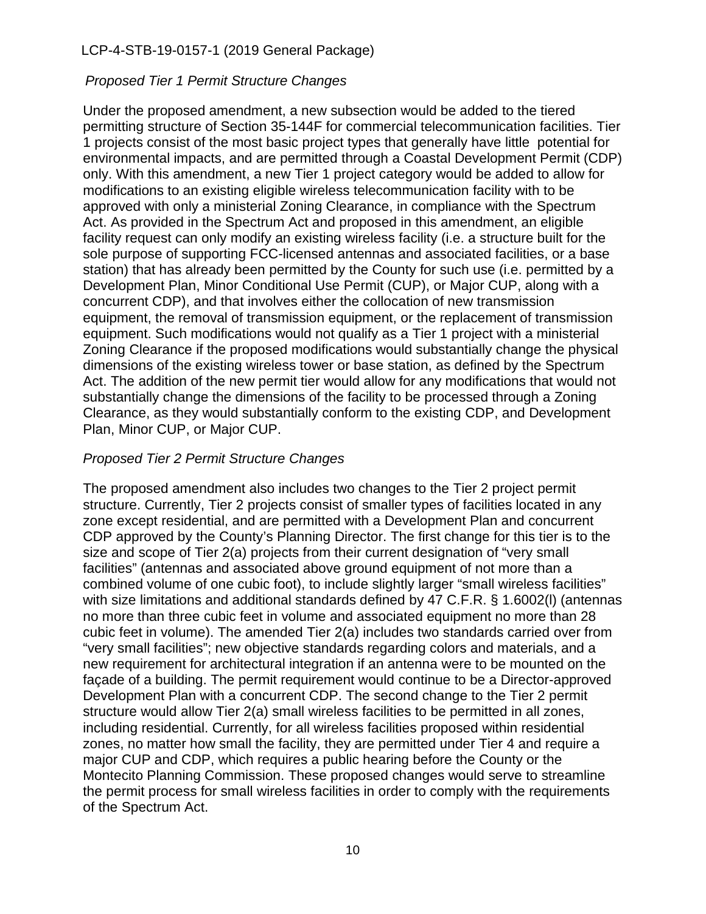*Proposed Tier 1 Permit Structure Changes*

Under the proposed amendment, a new subsection would be added to the tiered permitting structure of Section 35-144F for commercial telecommunication facilities. Tier 1 projects consist of the most basic project types that generally have little potential for environmental impacts, and are permitted through a Coastal Development Permit (CDP) only. With this amendment, a new Tier 1 project category would be added to allow for modifications to an existing eligible wireless telecommunication facility with to be approved with only a ministerial Zoning Clearance, in compliance with the Spectrum Act. As provided in the Spectrum Act and proposed in this amendment, an eligible facility request can only modify an existing wireless facility (i.e. a structure built for the sole purpose of supporting FCC-licensed antennas and associated facilities, or a base station) that has already been permitted by the County for such use (i.e. permitted by a Development Plan, Minor Conditional Use Permit (CUP), or Major CUP, along with a concurrent CDP), and that involves either the collocation of new transmission equipment, the removal of transmission equipment, or the replacement of transmission equipment. Such modifications would not qualify as a Tier 1 project with a ministerial Zoning Clearance if the proposed modifications would substantially change the physical dimensions of the existing wireless tower or base station, as defined by the Spectrum Act. The addition of the new permit tier would allow for any modifications that would not substantially change the dimensions of the facility to be processed through a Zoning Clearance, as they would substantially conform to the existing CDP, and Development Plan, Minor CUP, or Major CUP.

*Proposed Tier 2 Permit Structure Changes*

The proposed amendment also includes two changes to the Tier 2 project permit structure. Currently, Tier 2 projects consist of smaller types of facilities located in any zone except residential, and are permitted with a Development Plan and concurrent CDP approved by the County's Planning Director. The first change for this tier is to the size and scope of Tier 2(a) projects from their current designation of "very small facilities" (antennas and associated above ground equipment of not more than a combined volume of one cubic foot), to include slightly larger "small wireless facilities" with size limitations and additional standards defined by 47 C.F.R. § 1.6002(l) (antennas no more than three cubic feet in volume and associated equipment no more than 28 cubic feet in volume). The amended Tier 2(a) includes two standards carried over from "very small facilities"; new objective standards regarding colors and materials, and a new requirement for architectural integration if an antenna were to be mounted on the façade of a building. The permit requirement would continue to be a Director-approved Development Plan with a concurrent CDP. The second change to the Tier 2 permit structure would allow Tier 2(a) small wireless facilities to be permitted in all zones, including residential. Currently, for all wireless facilities proposed within residential zones, no matter how small the facility, they are permitted under Tier 4 and require a major CUP and CDP, which requires a public hearing before the County or the Montecito Planning Commission. These proposed changes would serve to streamline the permit process for small wireless facilities in order to comply with the requirements of the Spectrum Act.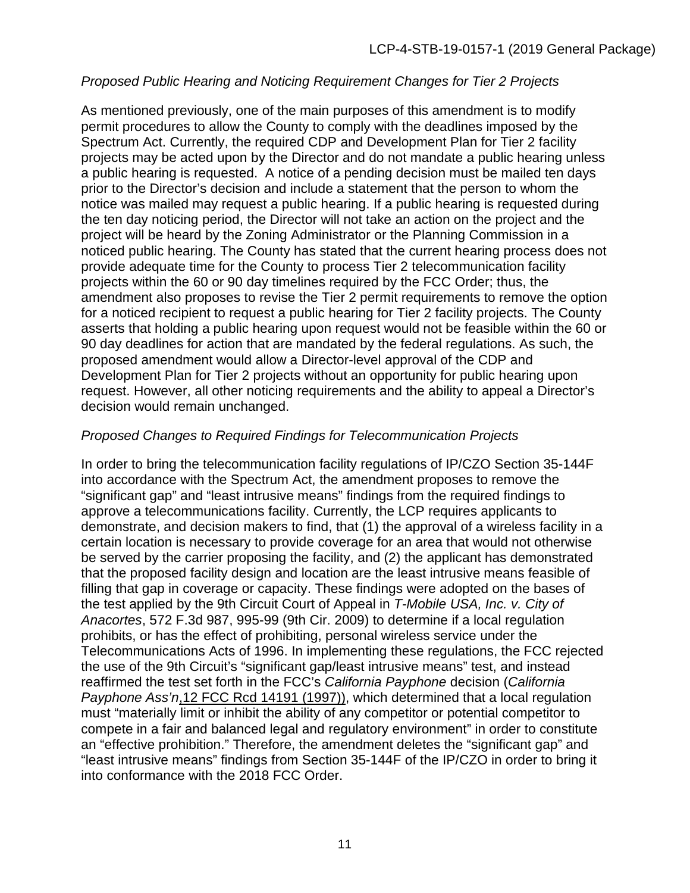*Proposed Public Hearing and Noticing Requirement Changes for Tier 2 Projects*

As mentioned previously, one of the main purposes of this amendment is to modify permit procedures to allow the County to comply with the deadlines imposed by the Spectrum Act. Currently, the required CDP and Development Plan for Tier 2 facility projects may be acted upon by the Director and do not mandate a public hearing unless a public hearing is requested. A notice of a pending decision must be mailed ten days prior to the Director's decision and include a statement that the person to whom the notice was mailed may request a public hearing. If a public hearing is requested during the ten day noticing period, the Director will not take an action on the project and the project will be heard by the Zoning Administrator or the Planning Commission in a noticed public hearing. The County has stated that the current hearing process does not provide adequate time for the County to process Tier 2 telecommunication facility projects within the 60 or 90 day timelines required by the FCC Order; thus, the amendment also proposes to revise the Tier 2 permit requirements to remove the option for a noticed recipient to request a public hearing for Tier 2 facility projects. The County asserts that holding a public hearing upon request would not be feasible within the 60 or 90 day deadlines for action that are mandated by the federal regulations. As such, the proposed amendment would allow a Director-level approval of the CDP and Development Plan for Tier 2 projects without an opportunity for public hearing upon request. However, all other noticing requirements and the ability to appeal a Director's decision would remain unchanged.

*Proposed Changes to Required Findings for Telecommunication Projects*

In order to bring the telecommunication facility regulations of IP/CZO Section 35-144F into accordance with the Spectrum Act, the amendment proposes to remove the "significant gap" and "least intrusive means" findings from the required findings to approve a telecommunications facility. Currently, the LCP requires applicants to demonstrate, and decision makers to find, that (1) the approval of a wireless facility in a certain location is necessary to provide coverage for an area that would not otherwise be served by the carrier proposing the facility, and (2) the applicant has demonstrated that the proposed facility design and location are the least intrusive means feasible of filling that gap in coverage or capacity. These findings were adopted on the bases of the test applied by the 9th Circuit Court of Appeal in *T-Mobile USA, Inc. v. City of Anacortes*, 572 F.3d 987, 995-99 (9th Cir. 2009) to determine if a local regulation prohibits, or has the effect of prohibiting, personal wireless service under the Telecommunications Acts of 1996. In implementing these regulations, the FCC rejected the use of the 9th Circuit's "significant gap/least intrusive means" test, and instead reaffirmed the test set forth in the FCC's *California Payphone* decision (*California Payphone Ass'n*, 12 FCC Rcd 14191 (1997)), which determined that a local regulation must "materially limit or inhibit the ability of any competitor or potential competitor to compete in a fair and balanced legal and regulatory environment" in order to constitute an "effective prohibition." Therefore, the amendment deletes the "significant gap" and "least intrusive means" findings from Section 35-144F of the IP/CZO in order to bring it into conformance with the 2018 FCC Order.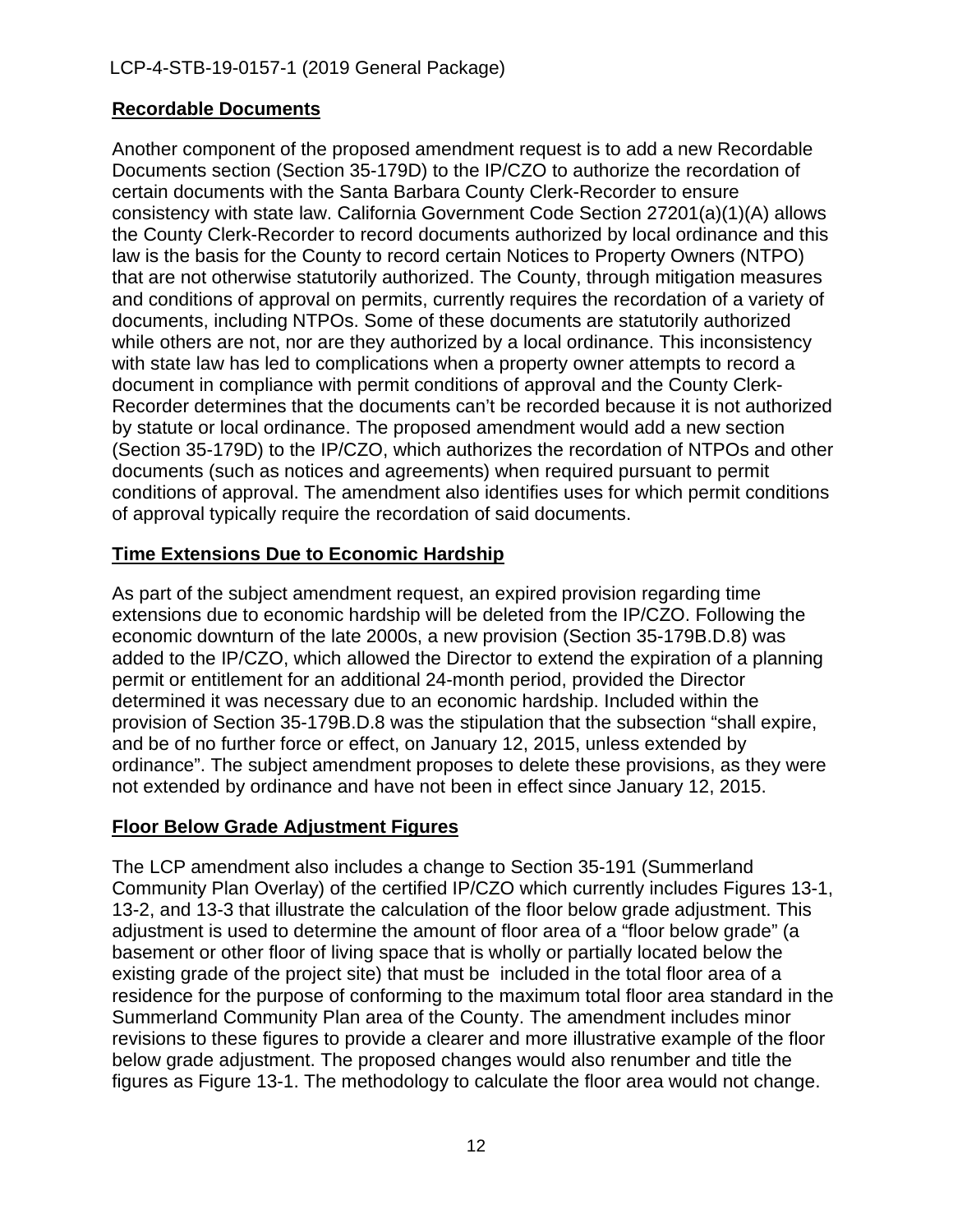## Recordable Documents

Another component of the proposed amendment request is to add a new Recordable Documents section (Section 35-179D) to the IP/CZO to authorize the recordation of certain documents with the Santa Barbara County Clerk-Recorder to ensure consistency with state law. California Government Code Section 27201(a)(1)(A) allows the County Clerk-Recorder to record documents authorized by local ordinance and this law is the basis for the County to record certain Notices to Property Owners (NTPO) that are not otherwise statutorily authorized. The County, through mitigation measures and conditions of approval on permits, currently requires the recordation of a variety of documents, including NTPOs. Some of these documents are statutorily authorized while others are not, nor are they authorized by a local ordinance. This inconsistency with state law has led to complications when a property owner attempts to record a document in compliance with permit conditions of approval and the County Clerk-Recorder determines that the documents can't be recorded because it is not authorized by statute or local ordinance. The proposed amendment would add a new section (Section 35-179D) to the IP/CZO, which authorizes the recordation of NTPOs and other documents (such as notices and agreements) when required pursuant to permit conditions of approval. The amendment also identifies uses for which permit conditions of approval typically require the recordation of said documents.

## Time Extensions Due to Economic Hardship

As part of the subject amendment request, an expired provision regarding time extensions due to economic hardship will be deleted from the IP/CZO. Following the economic downturn of the late 2000s, a new provision (Section 35-179B.D.8) was added to the IP/CZO, which allowed the Director to extend the expiration of a planning permit or entitlement for an additional 24-month period, provided the Director determined it was necessary due to an economic hardship. Included within the provision of Section 35-179B.D.8 was the stipulation that the subsection "shall expire, and be of no further force or effect, on January 12, 2015, unless extended by ordinance". The subject amendment proposes to delete these provisions, as they were not extended by ordinance and have not been in effect since January 12, 2015.

## Floor Below Grade Adjustment Figures

The LCP amendment also includes a change to Section 35-191 (Summerland Community Plan Overlay) of the certified IP/CZO which currently includes Figures 13-1, 13-2, and 13-3 that illustrate the calculation of the floor below grade adjustment. This adjustment is used to determine the amount of floor area of a "floor below grade" (a basement or other floor of living space that is wholly or partially located below the existing grade of the project site) that must be included in the total floor area of a residence for the purpose of conforming to the maximum total floor area standard in the Summerland Community Plan area of the County. The amendment includes minor revisions to these figures to provide a clearer and more illustrative example of the floor below grade adjustment. The proposed changes would also renumber and title the figures as Figure 13-1. The methodology to calculate the floor area would not change.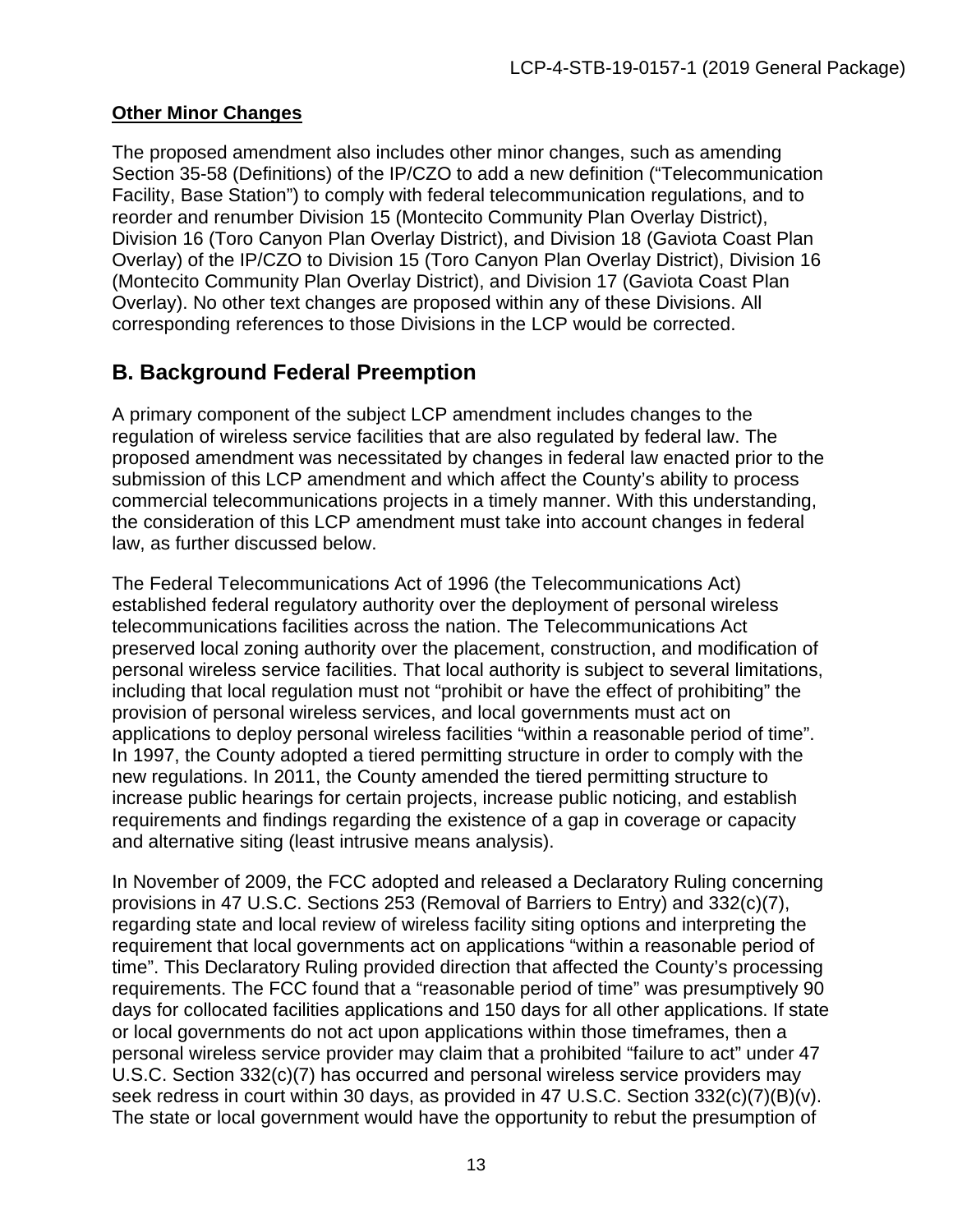**Other Minor Changes**

The proposed amendment also includes other minor changes, such as amending Section 35-58 (Definitions) of the IP/CZO to add a new definition ("Telecommunication Facility, Base Station") to comply with federal telecommunication regulations, and to reorder and renumber Division 15 (Montecito Community Plan Overlay District), Division 16 (Toro Canyon Plan Overlay District), and Division 18 (Gaviota Coast Plan Overlay) of the IP/CZO to Division 15 (Toro Canyon Plan Overlay District), Division 16 (Montecito Community Plan Overlay District), and Division 17 (Gaviota Coast Plan Overlay). No other text changes are proposed within any of these Divisions. All corresponding references to those Divisions in the LCP would be corrected.

## B. Background Federal Preemption

A primary component of the subject LCP amendment includes changes to the regulation of wireless service facilities that are also regulated by federal law. The proposed amendment was necessitated by changes in federal law enacted prior to the submission of this LCP amendment and which affect the County's ability to process commercial telecommunications projects in a timely manner. With this understanding, the consideration of this LCP amendment must take into account changes in federal law, as further discussed below.

The Federal Telecommunications Act of 1996 (the Telecommunications Act) established federal regulatory authority over the deployment of personal wireless telecommunications facilities across the nation. The Telecommunications Act preserved local zoning authority over the placement, construction, and modification of personal wireless service facilities. That local authority is subject to several limitations, including that local regulation must not "prohibit or have the effect of prohibiting" the provision of personal wireless services, and local governments must act on applications to deploy personal wireless facilities "within a reasonable period of time". In 1997, the County adopted a tiered permitting structure in order to comply with the new regulations. In 2011, the County amended the tiered permitting structure to increase public hearings for certain projects, increase public noticing, and establish requirements and findings regarding the existence of a gap in coverage or capacity and alternative siting (least intrusive means analysis).

In November of 2009, the FCC adopted and released a Declaratory Ruling concerning provisions in 47 U.S.C. Sections 253 (Removal of Barriers to Entry) and 332(c)(7), regarding state and local review of wireless facility siting options and interpreting the requirement that local governments act on applications "within a reasonable period of time". This Declaratory Ruling provided direction that affected the County's processing requirements. The FCC found that a "reasonable period of time" was presumptively 90 days for collocated facilities applications and 150 days for all other applications. If state or local governments do not act upon applications within those timeframes, then a personal wireless service provider may claim that a prohibited "failure to act" under 47 U.S.C. Section 332(c)(7) has occurred and personal wireless service providers may seek redress in court within 30 days, as provided in 47 U.S.C. Section 332(c)(7)(B)(v). The state or local government would have the opportunity to rebut the presumption of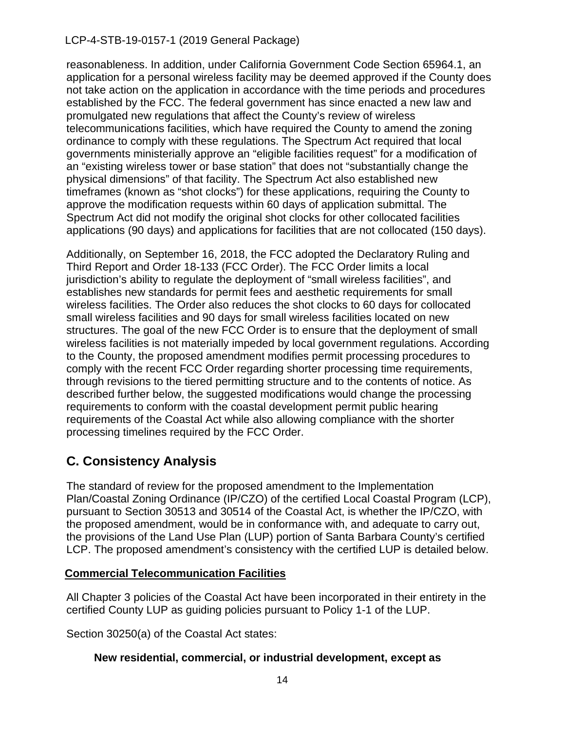reasonableness. In addition, under California Government Code Section 65964.1, an application for a personal wireless facility may be deemed approved if the County does not take action on the application in accordance with the time periods and procedures established by the FCC. The federal government has since enacted a new law and promulgated new regulations that affect the County's review of wireless telecommunications facilities, which have required the County to amend the zoning ordinance to comply with these regulations. The Spectrum Act required that local governments ministerially approve an "eligible facilities request" for a modification of an "existing wireless tower or base station" that does not "substantially change the physical dimensions" of that facility. The Spectrum Act also established new timeframes (known as "shot clocks") for these applications, requiring the County to approve the modification requests within 60 days of application submittal. The Spectrum Act did not modify the original shot clocks for other collocated facilities applications (90 days) and applications for facilities that are not collocated (150 days).

Additionally, on September 16, 2018, the FCC adopted the Declaratory Ruling and Third Report and Order 18-133 (FCC Order). The FCC Order limits a local jurisdiction's ability to regulate the deployment of "small wireless facilities", and establishes new standards for permit fees and aesthetic requirements for small wireless facilities. The Order also reduces the shot clocks to 60 days for collocated small wireless facilities and 90 days for small wireless facilities located on new structures. The goal of the new FCC Order is to ensure that the deployment of small wireless facilities is not materially impeded by local government regulations. According to the County, the proposed amendment modifies permit processing procedures to comply with the recent FCC Order regarding shorter processing time requirements, through revisions to the tiered permitting structure and to the contents of notice. As described further below, the suggested modifications would change the processing requirements to conform with the coastal development permit public hearing requirements of the Coastal Act while also allowing compliance with the shorter processing timelines required by the FCC Order.

## C. Consistency Analysis

The standard of review for the proposed amendment to the Implementation Plan/Coastal Zoning Ordinance (IP/CZO) of the certified Local Coastal Program (LCP), pursuant to Section 30513 and 30514 of the Coastal Act, is whether the IP/CZO, with the proposed amendment, would be in conformance with, and adequate to carry out, the provisions of the Land Use Plan (LUP) portion of Santa Barbara County's certified LCP. The proposed amendment's consistency with the certified LUP is detailed below.

**Commercial Telecommunication Facilities**

All Chapter 3 policies of the Coastal Act have been incorporated in their entirety in the certified County LUP as guiding policies pursuant to Policy 1-1 of the LUP.

Section 30250(a) of the Coastal Act states:

> **New residential, commercial, or industrial development, except as**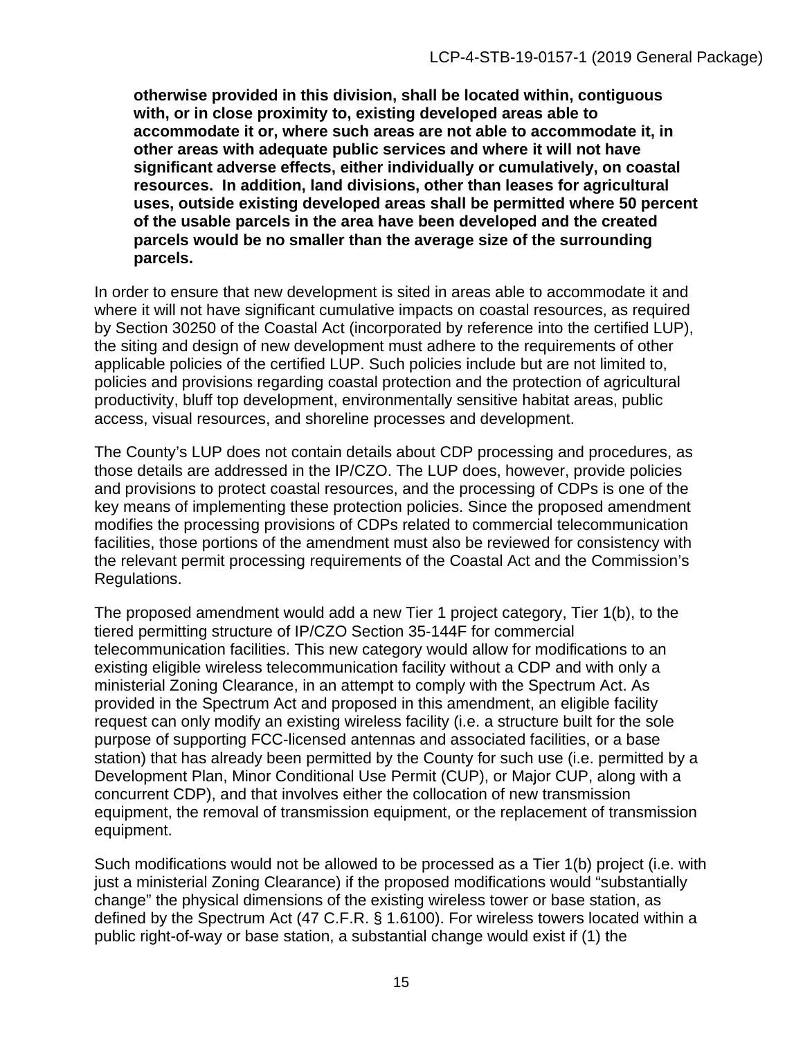**otherwise provided in this division, shall be located within, contiguous with, or in close proximity to, existing developed areas able to accommodate it or, where such areas are not able to accommodate it, in other areas with adequate public services and where it will not have significant adverse effects, either individually or cumulatively, on coastal resources. In addition, land divisions, other than leases for agricultural uses, outside existing developed areas shall be permitted where 50 percent of the usable parcels in the area have been developed and the created parcels would be no smaller than the average size of the surrounding parcels.**

In order to ensure that new development is sited in areas able to accommodate it and where it will not have significant cumulative impacts on coastal resources, as required by Section 30250 of the Coastal Act (incorporated by reference into the certified LUP), the siting and design of new development must adhere to the requirements of other applicable policies of the certified LUP. Such policies include but are not limited to, policies and provisions regarding coastal protection and the protection of agricultural productivity, bluff top development, environmentally sensitive habitat areas, public access, visual resources, and shoreline processes and development.

The County's LUP does not contain details about CDP processing and procedures, as those details are addressed in the IP/CZO. The LUP does, however, provide policies and provisions to protect coastal resources, and the processing of CDPs is one of the key means of implementing these protection policies. Since the proposed amendment modifies the processing provisions of CDPs related to commercial telecommunication facilities, those portions of the amendment must also be reviewed for consistency with the relevant permit processing requirements of the Coastal Act and the Commission's Regulations.

The proposed amendment would add a new Tier 1 project category, Tier 1(b), to the tiered permitting structure of IP/CZO Section 35-144F for commercial telecommunication facilities. This new category would allow for modifications to an existing eligible wireless telecommunication facility without a CDP and with only a ministerial Zoning Clearance, in an attempt to comply with the Spectrum Act. As provided in the Spectrum Act and proposed in this amendment, an eligible facility request can only modify an existing wireless facility (i.e. a structure built for the sole purpose of supporting FCC-licensed antennas and associated facilities, or a base station) that has already been permitted by the County for such use (i.e. permitted by a Development Plan, Minor Conditional Use Permit (CUP), or Major CUP, along with a concurrent CDP), and that involves either the collocation of new transmission equipment, the removal of transmission equipment, or the replacement of transmission equipment.

Such modifications would not be allowed to be processed as a Tier 1(b) project (i.e. with just a ministerial Zoning Clearance) if the proposed modifications would "substantially change" the physical dimensions of the existing wireless tower or base station, as defined by the Spectrum Act (47 C.F.R. § 1.6100). For wireless towers located within a public right-of-way or base station, a substantial change would exist if (1) the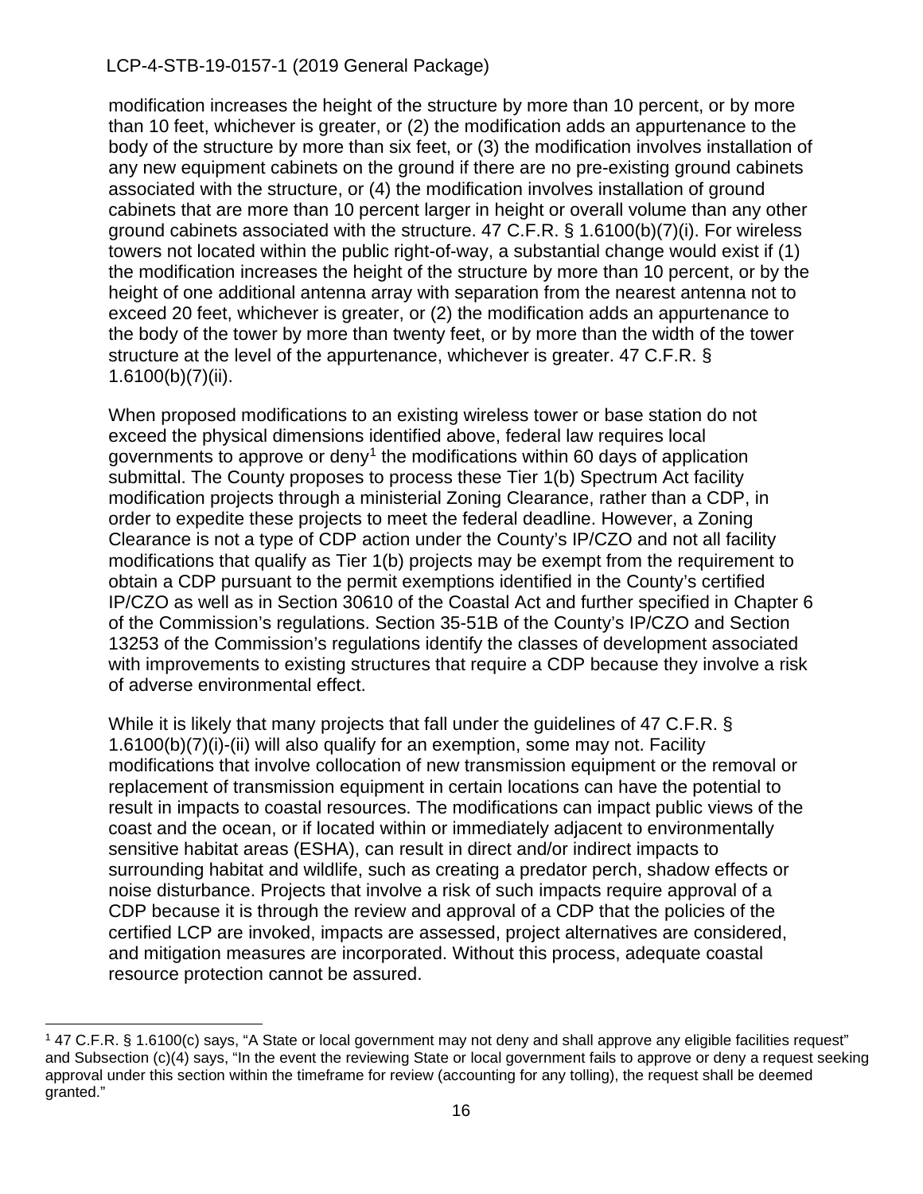modification increases the height of the structure by more than 10 percent, or by more than 10 feet, whichever is greater, or (2) the modification adds an appurtenance to the body of the structure by more than six feet, or (3) the modification involves installation of any new equipment cabinets on the ground if there are no pre-existing ground cabinets associated with the structure, or (4) the modification involves installation of ground cabinets that are more than 10 percent larger in height or overall volume than any other ground cabinets associated with the structure. 47 C.F.R. § 1.6100(b)(7)(i). For wireless towers not located within the public right-of-way, a substantial change would exist if (1) the modification increases the height of the structure by more than 10 percent, or by the height of one additional antenna array with separation from the nearest antenna not to exceed 20 feet, whichever is greater, or (2) the modification adds an appurtenance to the body of the tower by more than twenty feet, or by more than the width of the tower structure at the level of the appurtenance, whichever is greater. 47 C.F.R. § 1.6100(b)(7)(ii).

When proposed modifications to an existing wireless tower or base station do not exceed the physical dimensions identified above, federal law requires local governments to approve or deny[1] the modifications within 60 days of application submittal. The County proposes to process these Tier 1(b) Spectrum Act facility modification projects through a ministerial Zoning Clearance, rather than a CDP, in order to expedite these projects to meet the federal deadline. However, a Zoning Clearance is not a type of CDP action under the County's IP/CZO and not all facility modifications that qualify as Tier 1(b) projects may be exempt from the requirement to obtain a CDP pursuant to the permit exemptions identified in the County's certified IP/CZO as well as in Section 30610 of the Coastal Act and further specified in Chapter 6 of the Commission's regulations. Section 35-51B of the County's IP/CZO and Section 13253 of the Commission's regulations identify the classes of development associated with improvements to existing structures that require a CDP because they involve a risk of adverse environmental effect.

While it is likely that many projects that fall under the guidelines of 47 C.F.R. § 1.6100(b)(7)(i)-(ii) will also qualify for an exemption, some may not. Facility modifications that involve collocation of new transmission equipment or the removal or replacement of transmission equipment in certain locations can have the potential to result in impacts to coastal resources. The modifications can impact public views of the coast and the ocean, or if located within or immediately adjacent to environmentally sensitive habitat areas (ESHA), can result in direct and/or indirect impacts to surrounding habitat and wildlife, such as creating a predator perch, shadow effects or noise disturbance. Projects that involve a risk of such impacts require approval of a CDP because it is through the review and approval of a CDP that the policies of the certified LCP are invoked, impacts are assessed, project alternatives are considered, and mitigation measures are incorporated. Without this process, adequate coastal resource protection cannot be assured.

---

[1] 47 C.F.R. § 1.6100(c) says, "A State or local government may not deny and shall approve any eligible facilities request" and Subsection (c)(4) says, "In the event the reviewing State or local government fails to approve or deny a request seeking approval under this section within the timeframe for review (accounting for any tolling), the request shall be deemed granted."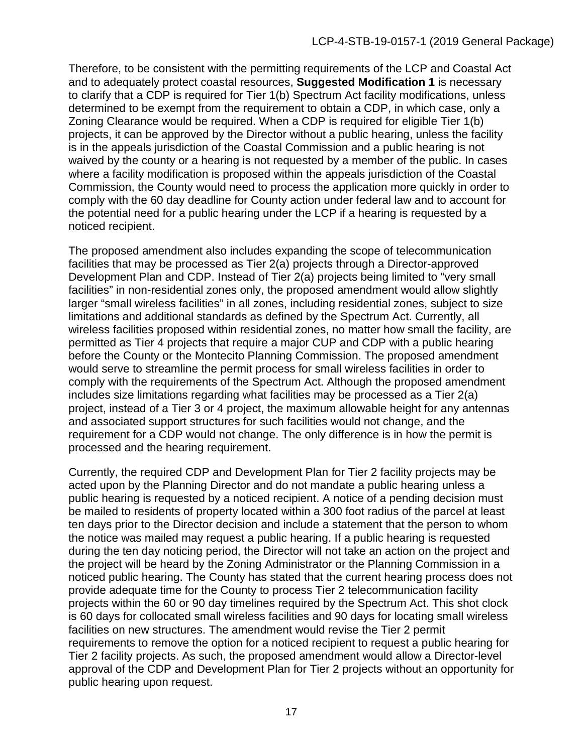Therefore, to be consistent with the permitting requirements of the LCP and Coastal Act and to adequately protect coastal resources, **Suggested Modification 1** is necessary to clarify that a CDP is required for Tier 1(b) Spectrum Act facility modifications, unless determined to be exempt from the requirement to obtain a CDP, in which case, only a Zoning Clearance would be required. When a CDP is required for eligible Tier 1(b) projects, it can be approved by the Director without a public hearing, unless the facility is in the appeals jurisdiction of the Coastal Commission and a public hearing is not waived by the county or a hearing is not requested by a member of the public. In cases where a facility modification is proposed within the appeals jurisdiction of the Coastal Commission, the County would need to process the application more quickly in order to comply with the 60 day deadline for County action under federal law and to account for the potential need for a public hearing under the LCP if a hearing is requested by a noticed recipient.

The proposed amendment also includes expanding the scope of telecommunication facilities that may be processed as Tier 2(a) projects through a Director-approved Development Plan and CDP. Instead of Tier 2(a) projects being limited to "very small facilities" in non-residential zones only, the proposed amendment would allow slightly larger "small wireless facilities" in all zones, including residential zones, subject to size limitations and additional standards as defined by the Spectrum Act. Currently, all wireless facilities proposed within residential zones, no matter how small the facility, are permitted as Tier 4 projects that require a major CUP and CDP with a public hearing before the County or the Montecito Planning Commission. The proposed amendment would serve to streamline the permit process for small wireless facilities in order to comply with the requirements of the Spectrum Act. Although the proposed amendment includes size limitations regarding what facilities may be processed as a Tier 2(a) project, instead of a Tier 3 or 4 project, the maximum allowable height for any antennas and associated support structures for such facilities would not change, and the requirement for a CDP would not change. The only difference is in how the permit is processed and the hearing requirement.

Currently, the required CDP and Development Plan for Tier 2 facility projects may be acted upon by the Planning Director and do not mandate a public hearing unless a public hearing is requested by a noticed recipient. A notice of a pending decision must be mailed to residents of property located within a 300 foot radius of the parcel at least ten days prior to the Director decision and include a statement that the person to whom the notice was mailed may request a public hearing. If a public hearing is requested during the ten day noticing period, the Director will not take an action on the project and the project will be heard by the Zoning Administrator or the Planning Commission in a noticed public hearing. The County has stated that the current hearing process does not provide adequate time for the County to process Tier 2 telecommunication facility projects within the 60 or 90 day timelines required by the Spectrum Act. This shot clock is 60 days for collocated small wireless facilities and 90 days for locating small wireless facilities on new structures. The amendment would revise the Tier 2 permit requirements to remove the option for a noticed recipient to request a public hearing for Tier 2 facility projects. As such, the proposed amendment would allow a Director-level approval of the CDP and Development Plan for Tier 2 projects without an opportunity for public hearing upon request.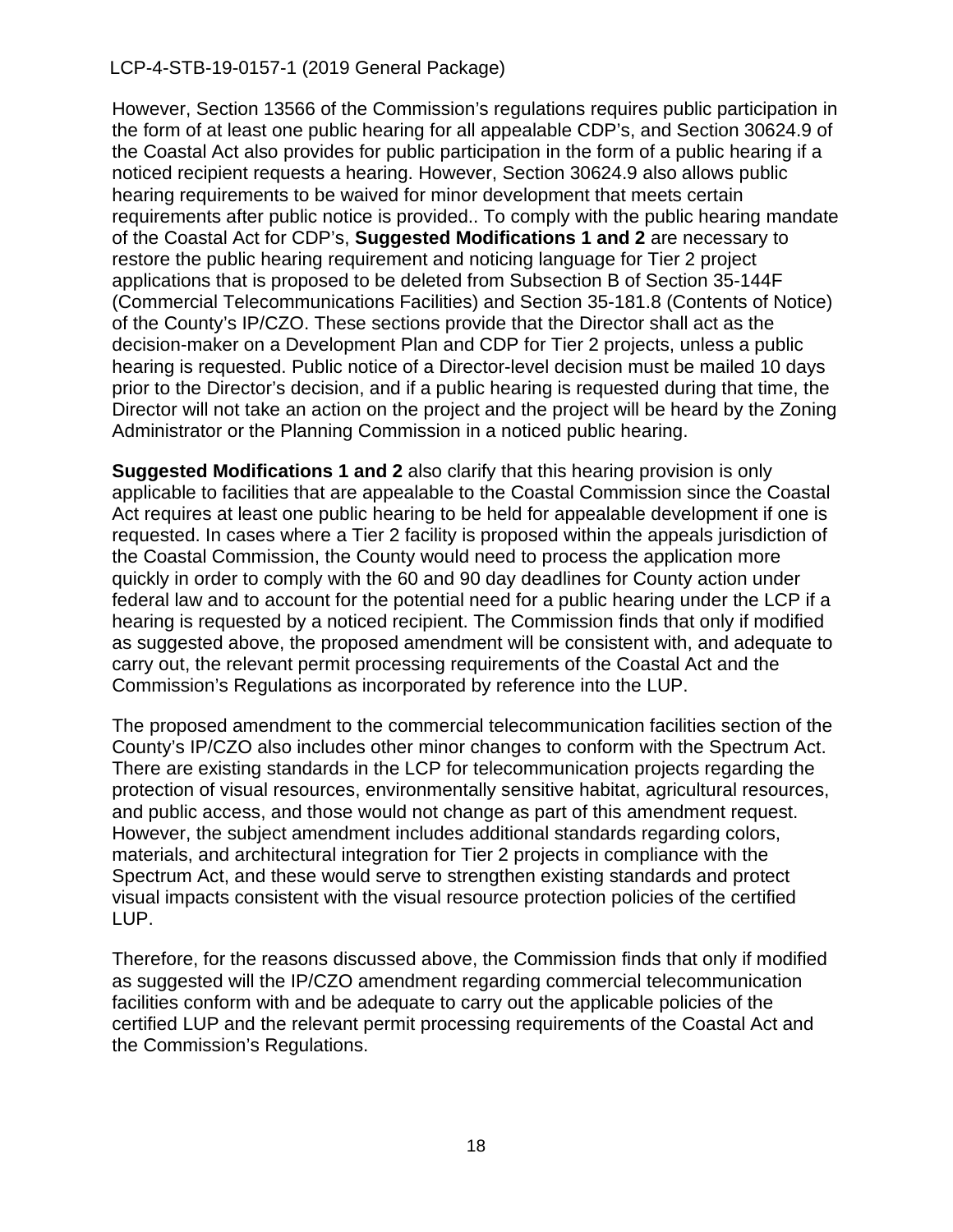However, Section 13566 of the Commission's regulations requires public participation in the form of at least one public hearing for all appealable CDP's, and Section 30624.9 of the Coastal Act also provides for public participation in the form of a public hearing if a noticed recipient requests a hearing. However, Section 30624.9 also allows public hearing requirements to be waived for minor development that meets certain requirements after public notice is provided.. To comply with the public hearing mandate of the Coastal Act for CDP's, **Suggested Modifications 1 and 2** are necessary to restore the public hearing requirement and noticing language for Tier 2 project applications that is proposed to be deleted from Subsection B of Section 35-144F (Commercial Telecommunications Facilities) and Section 35-181.8 (Contents of Notice) of the County's IP/CZO. These sections provide that the Director shall act as the decision-maker on a Development Plan and CDP for Tier 2 projects, unless a public hearing is requested. Public notice of a Director-level decision must be mailed 10 days prior to the Director's decision, and if a public hearing is requested during that time, the Director will not take an action on the project and the project will be heard by the Zoning Administrator or the Planning Commission in a noticed public hearing.

**Suggested Modifications 1 and 2** also clarify that this hearing provision is only applicable to facilities that are appealable to the Coastal Commission since the Coastal Act requires at least one public hearing to be held for appealable development if one is requested. In cases where a Tier 2 facility is proposed within the appeals jurisdiction of the Coastal Commission, the County would need to process the application more quickly in order to comply with the 60 and 90 day deadlines for County action under federal law and to account for the potential need for a public hearing under the LCP if a hearing is requested by a noticed recipient. The Commission finds that only if modified as suggested above, the proposed amendment will be consistent with, and adequate to carry out, the relevant permit processing requirements of the Coastal Act and the Commission's Regulations as incorporated by reference into the LUP.

The proposed amendment to the commercial telecommunication facilities section of the County's IP/CZO also includes other minor changes to conform with the Spectrum Act. There are existing standards in the LCP for telecommunication projects regarding the protection of visual resources, environmentally sensitive habitat, agricultural resources, and public access, and those would not change as part of this amendment request. However, the subject amendment includes additional standards regarding colors, materials, and architectural integration for Tier 2 projects in compliance with the Spectrum Act, and these would serve to strengthen existing standards and protect visual impacts consistent with the visual resource protection policies of the certified LUP.

Therefore, for the reasons discussed above, the Commission finds that only if modified as suggested will the IP/CZO amendment regarding commercial telecommunication facilities conform with and be adequate to carry out the applicable policies of the certified LUP and the relevant permit processing requirements of the Coastal Act and the Commission's Regulations.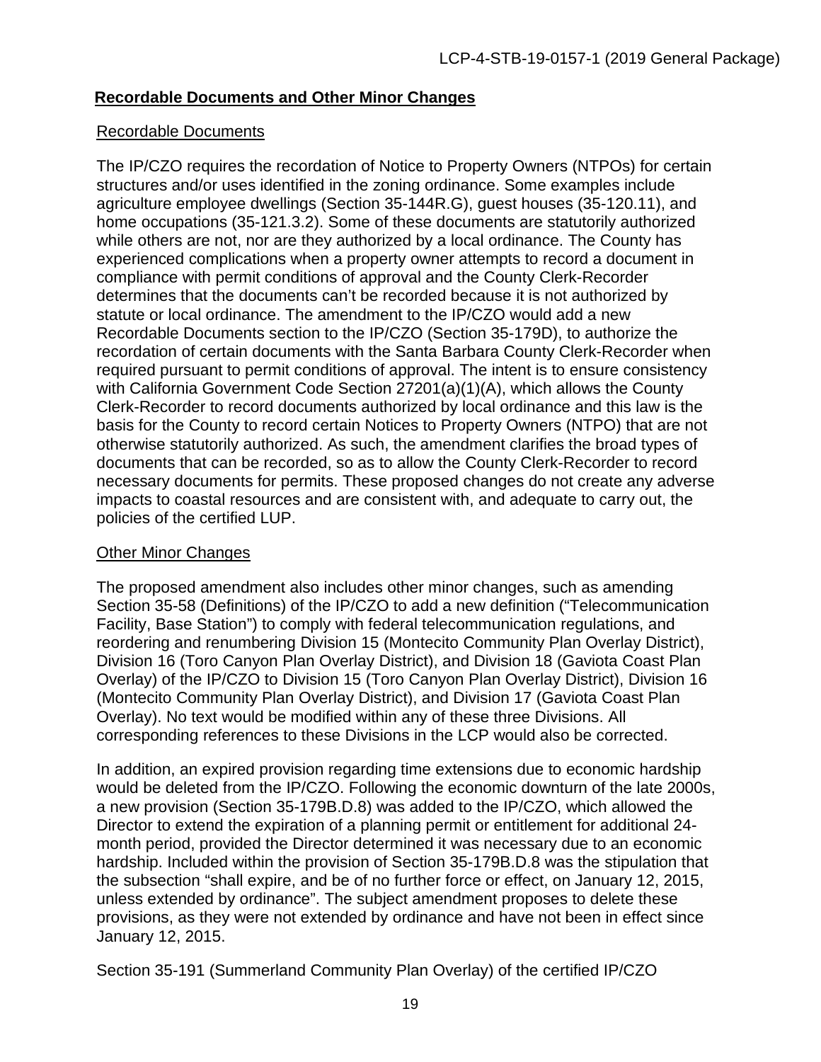## **Recordable Documents and Other Minor Changes**

### Recordable Documents

The IP/CZO requires the recordation of Notice to Property Owners (NTPOs) for certain structures and/or uses identified in the zoning ordinance. Some examples include agriculture employee dwellings (Section 35-144R.G), guest houses (35-120.11), and home occupations (35-121.3.2). Some of these documents are statutorily authorized while others are not, nor are they authorized by a local ordinance. The County has experienced complications when a property owner attempts to record a document in compliance with permit conditions of approval and the County Clerk-Recorder determines that the documents can't be recorded because it is not authorized by statute or local ordinance. The amendment to the IP/CZO would add a new Recordable Documents section to the IP/CZO (Section 35-179D), to authorize the recordation of certain documents with the Santa Barbara County Clerk-Recorder when required pursuant to permit conditions of approval. The intent is to ensure consistency with California Government Code Section 27201(a)(1)(A), which allows the County Clerk-Recorder to record documents authorized by local ordinance and this law is the basis for the County to record certain Notices to Property Owners (NTPO) that are not otherwise statutorily authorized. As such, the amendment clarifies the broad types of documents that can be recorded, so as to allow the County Clerk-Recorder to record necessary documents for permits. These proposed changes do not create any adverse impacts to coastal resources and are consistent with, and adequate to carry out, the policies of the certified LUP.

### Other Minor Changes

The proposed amendment also includes other minor changes, such as amending Section 35-58 (Definitions) of the IP/CZO to add a new definition ("Telecommunication Facility, Base Station") to comply with federal telecommunication regulations, and reordering and renumbering Division 15 (Montecito Community Plan Overlay District), Division 16 (Toro Canyon Plan Overlay District), and Division 18 (Gaviota Coast Plan Overlay) of the IP/CZO to Division 15 (Toro Canyon Plan Overlay District), Division 16 (Montecito Community Plan Overlay District), and Division 17 (Gaviota Coast Plan Overlay). No text would be modified within any of these three Divisions. All corresponding references to these Divisions in the LCP would also be corrected.

In addition, an expired provision regarding time extensions due to economic hardship would be deleted from the IP/CZO. Following the economic downturn of the late 2000s, a new provision (Section 35-179B.D.8) was added to the IP/CZO, which allowed the Director to extend the expiration of a planning permit or entitlement for additional 24-month period, provided the Director determined it was necessary due to an economic hardship. Included within the provision of Section 35-179B.D.8 was the stipulation that the subsection "shall expire, and be of no further force or effect, on January 12, 2015, unless extended by ordinance". The subject amendment proposes to delete these provisions, as they were not extended by ordinance and have not been in effect since January 12, 2015.

Section 35-191 (Summerland Community Plan Overlay) of the certified IP/CZO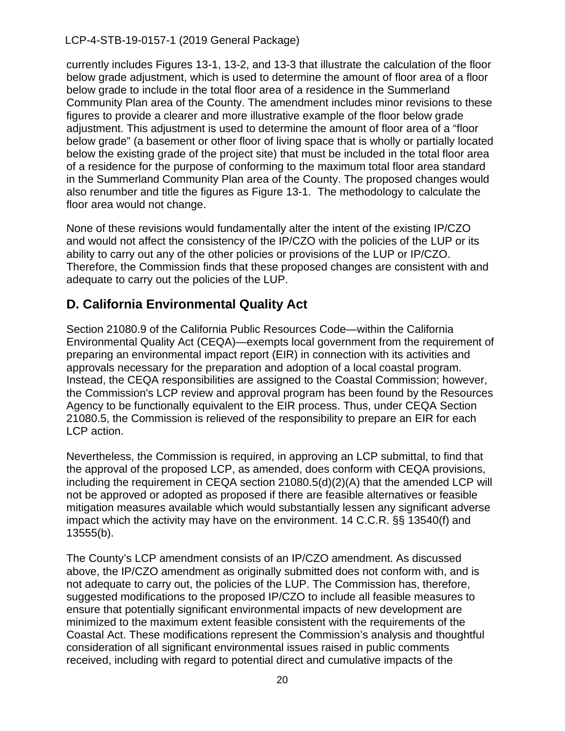currently includes Figures 13-1, 13-2, and 13-3 that illustrate the calculation of the floor below grade adjustment, which is used to determine the amount of floor area of a floor below grade to include in the total floor area of a residence in the Summerland Community Plan area of the County. The amendment includes minor revisions to these figures to provide a clearer and more illustrative example of the floor below grade adjustment. This adjustment is used to determine the amount of floor area of a "floor below grade" (a basement or other floor of living space that is wholly or partially located below the existing grade of the project site) that must be included in the total floor area of a residence for the purpose of conforming to the maximum total floor area standard in the Summerland Community Plan area of the County. The proposed changes would also renumber and title the figures as Figure 13-1. The methodology to calculate the floor area would not change.

None of these revisions would fundamentally alter the intent of the existing IP/CZO and would not affect the consistency of the IP/CZO with the policies of the LUP or its ability to carry out any of the other policies or provisions of the LUP or IP/CZO. Therefore, the Commission finds that these proposed changes are consistent with and adequate to carry out the policies of the LUP.

## D. California Environmental Quality Act

Section 21080.9 of the California Public Resources Code—within the California Environmental Quality Act (CEQA)—exempts local government from the requirement of preparing an environmental impact report (EIR) in connection with its activities and approvals necessary for the preparation and adoption of a local coastal program. Instead, the CEQA responsibilities are assigned to the Coastal Commission; however, the Commission's LCP review and approval program has been found by the Resources Agency to be functionally equivalent to the EIR process. Thus, under CEQA Section 21080.5, the Commission is relieved of the responsibility to prepare an EIR for each LCP action.

Nevertheless, the Commission is required, in approving an LCP submittal, to find that the approval of the proposed LCP, as amended, does conform with CEQA provisions, including the requirement in CEQA section 21080.5(d)(2)(A) that the amended LCP will not be approved or adopted as proposed if there are feasible alternatives or feasible mitigation measures available which would substantially lessen any significant adverse impact which the activity may have on the environment. 14 C.C.R. §§ 13540(f) and 13555(b).

The County's LCP amendment consists of an IP/CZO amendment. As discussed above, the IP/CZO amendment as originally submitted does not conform with, and is not adequate to carry out, the policies of the LUP. The Commission has, therefore, suggested modifications to the proposed IP/CZO to include all feasible measures to ensure that potentially significant environmental impacts of new development are minimized to the maximum extent feasible consistent with the requirements of the Coastal Act. These modifications represent the Commission's analysis and thoughtful consideration of all significant environmental issues raised in public comments received, including with regard to potential direct and cumulative impacts of the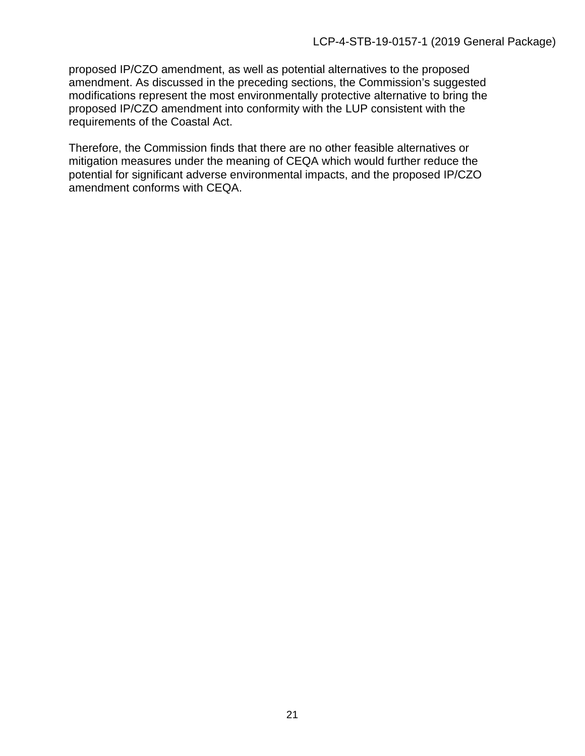proposed IP/CZO amendment, as well as potential alternatives to the proposed amendment. As discussed in the preceding sections, the Commission's suggested modifications represent the most environmentally protective alternative to bring the proposed IP/CZO amendment into conformity with the LUP consistent with the requirements of the Coastal Act.

Therefore, the Commission finds that there are no other feasible alternatives or mitigation measures under the meaning of CEQA which would further reduce the potential for significant adverse environmental impacts, and the proposed IP/CZO amendment conforms with CEQA.